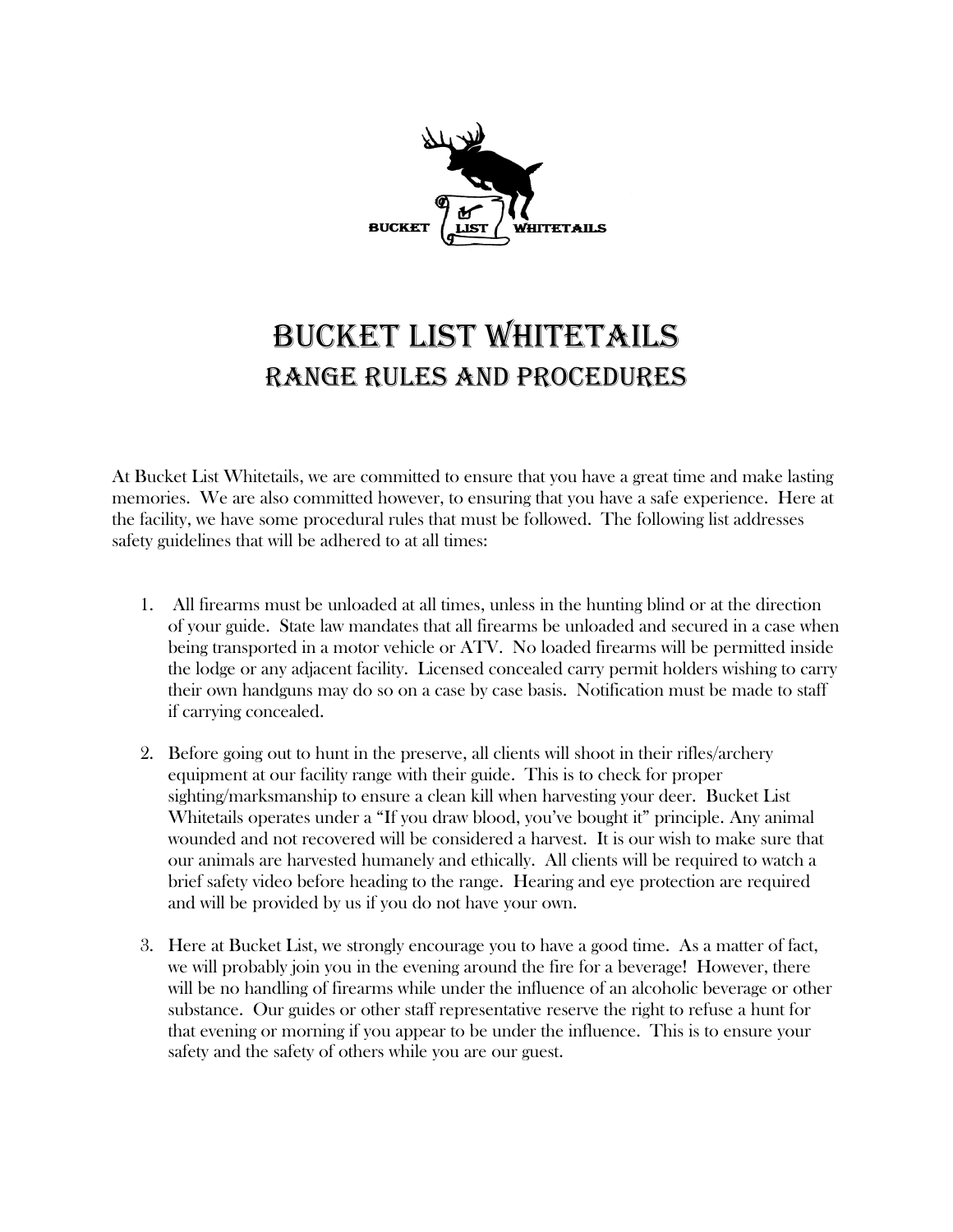# Bucket List Whitetails
## Range Rules and Procedures

At Bucket List Whitetails, we are committed to ensure that you have a great time and make lasting memories. We are also committed however, to ensuring that you have a safe experience. Here at the facility, we have some procedural rules that must be followed. The following list addresses safety guidelines that will be adhered to at all times:

1. All firearms must be unloaded at all times, unless in the hunting blind or at the direction of your guide. State law mandates that all firearms be unloaded and secured in a case when being transported in a motor vehicle or ATV. No loaded firearms will be permitted inside the lodge or any adjacent facility. Licensed concealed carry permit holders wishing to carry their own handguns may do so on a case by case basis. Notification must be made to staff if carrying concealed.

2. Before going out to hunt in the preserve, all clients will shoot in their rifles/archery equipment at our facility range with their guide. This is to check for proper sighting/marksmanship to ensure a clean kill when harvesting your deer. Bucket List Whitetails operates under a "If you draw blood, you've bought it" principle. Any animal wounded and not recovered will be considered a harvest. It is our wish to make sure that our animals are harvested humanely and ethically. All clients will be required to watch a brief safety video before heading to the range. Hearing and eye protection are required and will be provided by us if you do not have your own.

3. Here at Bucket List, we strongly encourage you to have a good time. As a matter of fact, we will probably join you in the evening around the fire for a beverage! However, there will be no handling of firearms while under the influence of an alcoholic beverage or other substance. Our guides or other staff representative reserve the right to refuse a hunt for that evening or morning if you appear to be under the influence. This is to ensure your safety and the safety of others while you are our guest.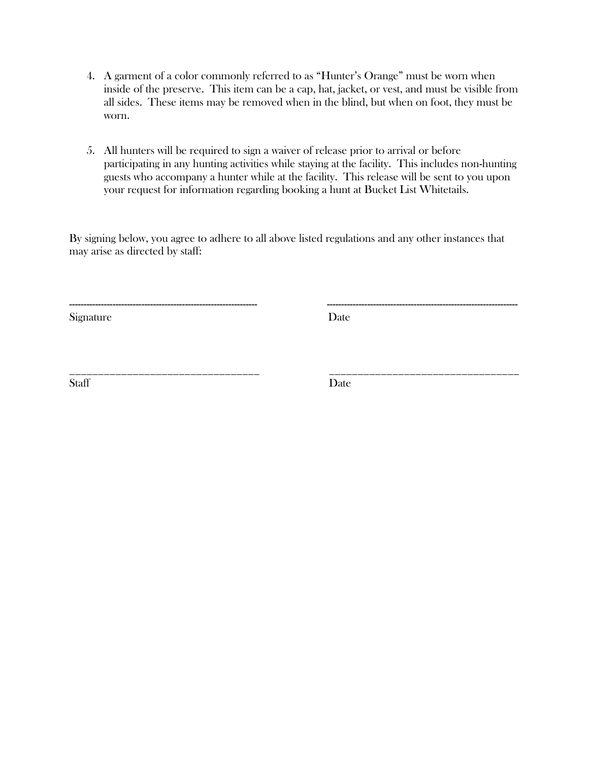4. A garment of a color commonly referred to as "Hunter's Orange" must be worn when inside of the preserve. This item can be a cap, hat, jacket, or vest, and must be visible from all sides. These items may be removed when in the blind, but when on foot, they must be worn.

5. All hunters will be required to sign a waiver of release prior to arrival or before participating in any hunting activities while staying at the facility. This includes non-hunting guests who accompany a hunter while at the facility. This release will be sent to you upon your request for information regarding booking a hunt at Bucket List Whitetails.

By signing below, you agree to adhere to all above listed regulations and any other instances that may arise as directed by staff:

| | |
|---|---|
| ------------------------------------------------------------ | ------------------------------------------------------------ |
| Signature | Date |
| __________________________________ | __________________________________ |
| Staff | Date |